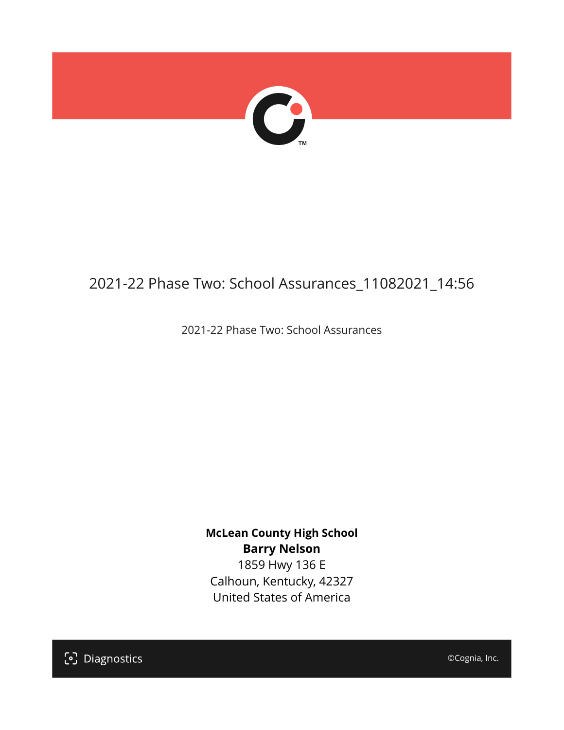# 2021-22 Phase Two: School Assurances_11082021_14:56

2021-22 Phase Two: School Assurances

**McLean County High School**
**Barry Nelson**
1859 Hwy 136 E
Calhoun, Kentucky, 42327
United States of America

Diagnostics

©Cognia, Inc.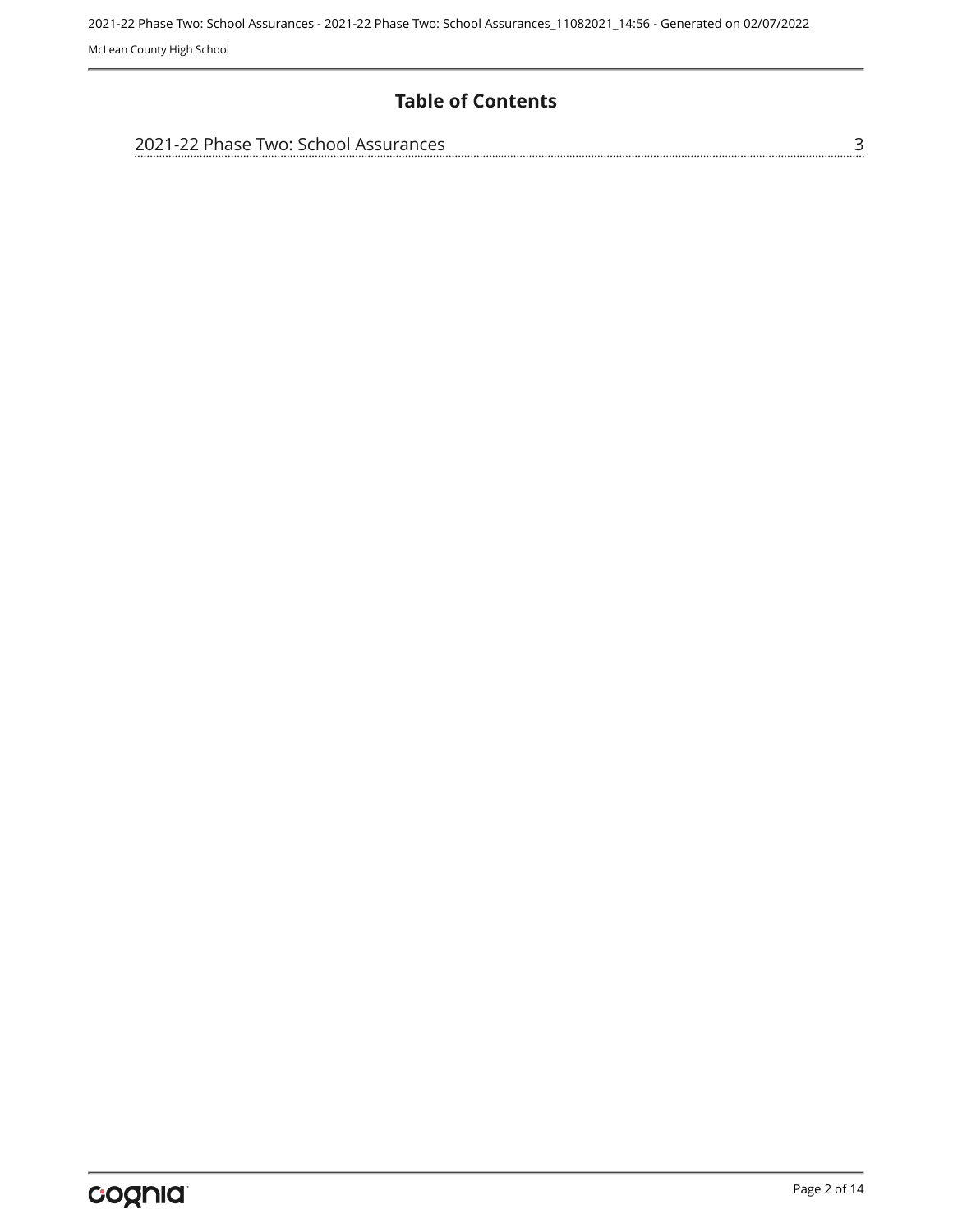## Table of Contents

2021-22 Phase Two: School Assurances ........ 3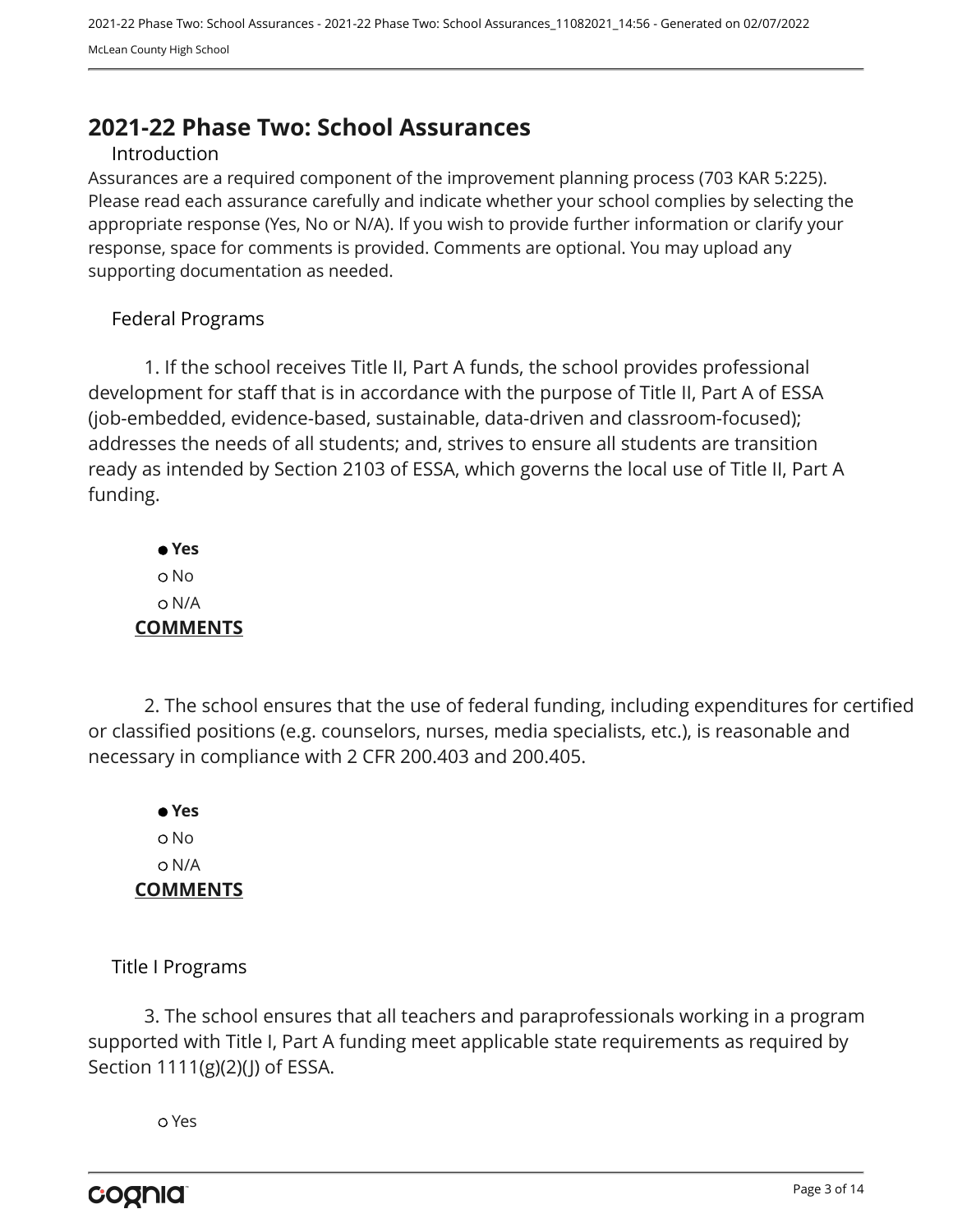# 2021-22 Phase Two: School Assurances

## Introduction

Assurances are a required component of the improvement planning process (703 KAR 5:225). Please read each assurance carefully and indicate whether your school complies by selecting the appropriate response (Yes, No or N/A). If you wish to provide further information or clarify your response, space for comments is provided. Comments are optional. You may upload any supporting documentation as needed.

## Federal Programs

1. If the school receives Title II, Part A funds, the school provides professional development for staff that is in accordance with the purpose of Title II, Part A of ESSA (job-embedded, evidence-based, sustainable, data-driven and classroom-focused); addresses the needs of all students; and, strives to ensure all students are transition ready as intended by Section 2103 of ESSA, which governs the local use of Title II, Part A funding.

- ● **Yes**
- ○ No
- ○ N/A

**COMMENTS**

2. The school ensures that the use of federal funding, including expenditures for certified or classified positions (e.g. counselors, nurses, media specialists, etc.), is reasonable and necessary in compliance with 2 CFR 200.403 and 200.405.

- ● **Yes**
- ○ No
- ○ N/A

**COMMENTS**

## Title I Programs

3. The school ensures that all teachers and paraprofessionals working in a program supported with Title I, Part A funding meet applicable state requirements as required by Section 1111(g)(2)(J) of ESSA.

- ○ Yes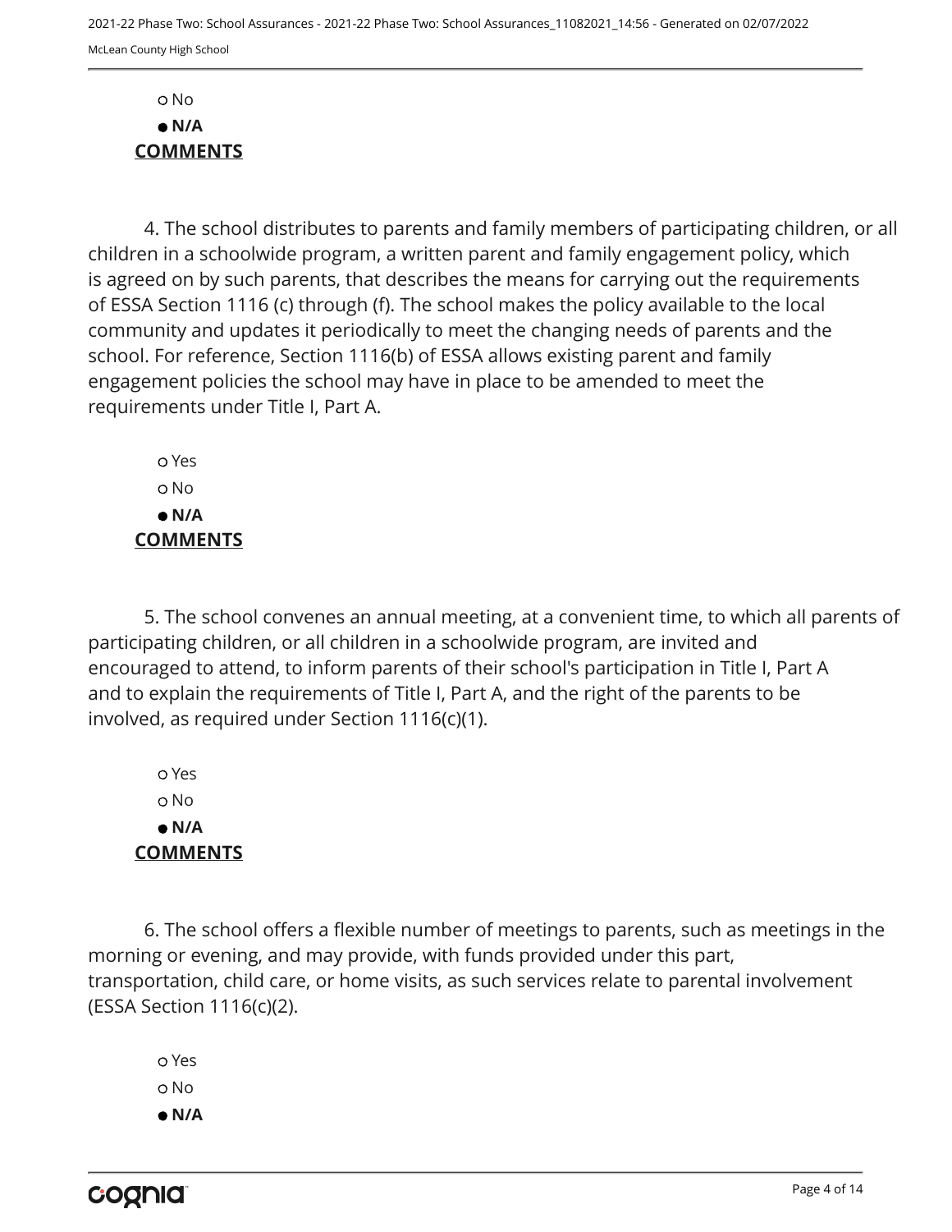○ No

● **N/A**

**COMMENTS**

4. The school distributes to parents and family members of participating children, or all children in a schoolwide program, a written parent and family engagement policy, which is agreed on by such parents, that describes the means for carrying out the requirements of ESSA Section 1116 (c) through (f). The school makes the policy available to the local community and updates it periodically to meet the changing needs of parents and the school. For reference, Section 1116(b) of ESSA allows existing parent and family engagement policies the school may have in place to be amended to meet the requirements under Title I, Part A.

○ Yes

○ No

● **N/A**

**COMMENTS**

5. The school convenes an annual meeting, at a convenient time, to which all parents of participating children, or all children in a schoolwide program, are invited and encouraged to attend, to inform parents of their school's participation in Title I, Part A and to explain the requirements of Title I, Part A, and the right of the parents to be involved, as required under Section 1116(c)(1).

○ Yes

○ No

● **N/A**

**COMMENTS**

6. The school offers a flexible number of meetings to parents, such as meetings in the morning or evening, and may provide, with funds provided under this part, transportation, child care, or home visits, as such services relate to parental involvement (ESSA Section 1116(c)(2).

○ Yes

○ No

● **N/A**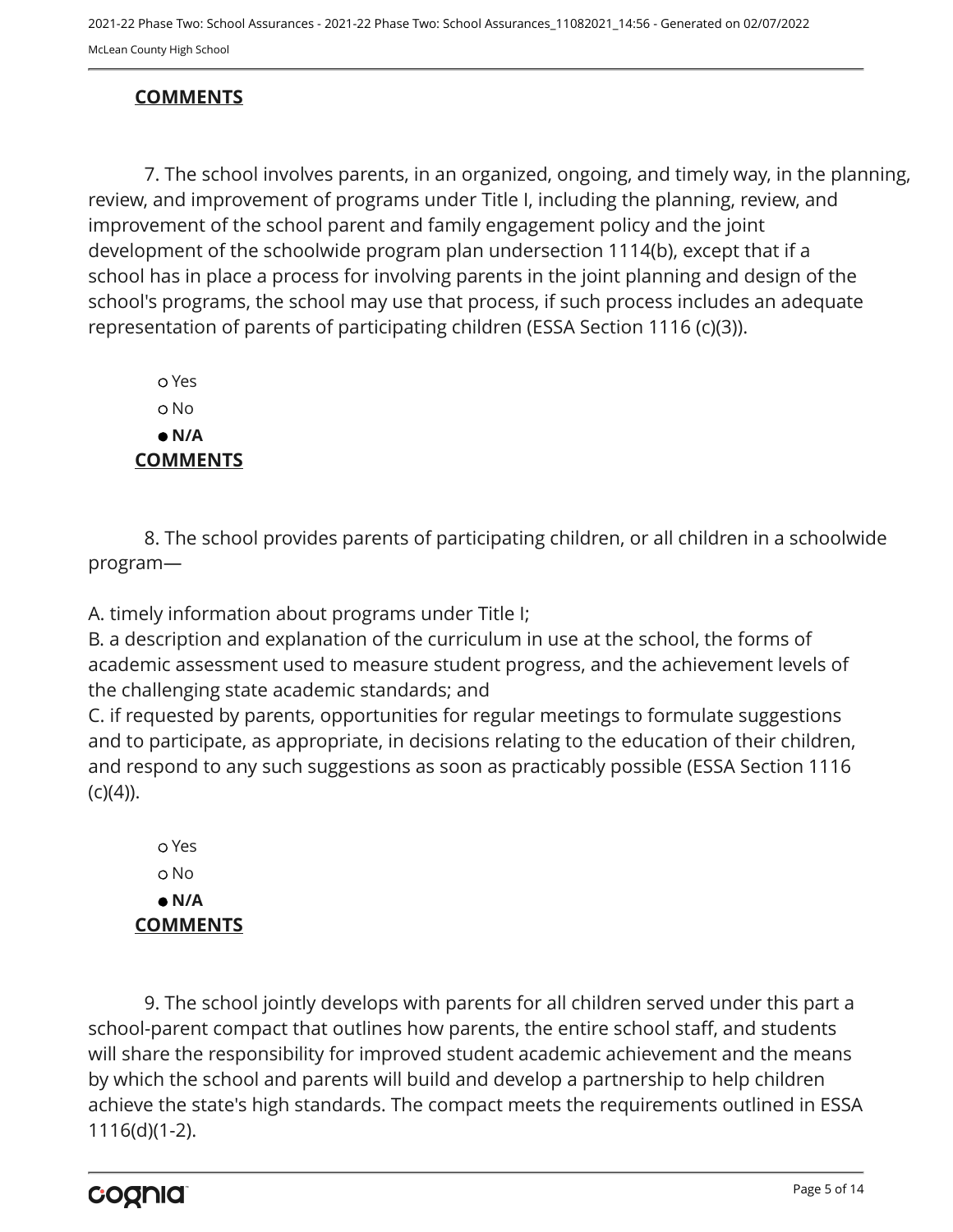**COMMENTS**

7. The school involves parents, in an organized, ongoing, and timely way, in the planning, review, and improvement of programs under Title I, including the planning, review, and improvement of the school parent and family engagement policy and the joint development of the schoolwide program plan undersection 1114(b), except that if a school has in place a process for involving parents in the joint planning and design of the school's programs, the school may use that process, if such process includes an adequate representation of parents of participating children (ESSA Section 1116 (c)(3)).

- ○ Yes
- ○ No
- ● **N/A**

**COMMENTS**

8. The school provides parents of participating children, or all children in a schoolwide program—

A. timely information about programs under Title I;
B. a description and explanation of the curriculum in use at the school, the forms of academic assessment used to measure student progress, and the achievement levels of the challenging state academic standards; and
C. if requested by parents, opportunities for regular meetings to formulate suggestions and to participate, as appropriate, in decisions relating to the education of their children, and respond to any such suggestions as soon as practicably possible (ESSA Section 1116 (c)(4)).

- ○ Yes
- ○ No
- ● **N/A**

**COMMENTS**

9. The school jointly develops with parents for all children served under this part a school-parent compact that outlines how parents, the entire school staff, and students will share the responsibility for improved student academic achievement and the means by which the school and parents will build and develop a partnership to help children achieve the state's high standards. The compact meets the requirements outlined in ESSA 1116(d)(1-2).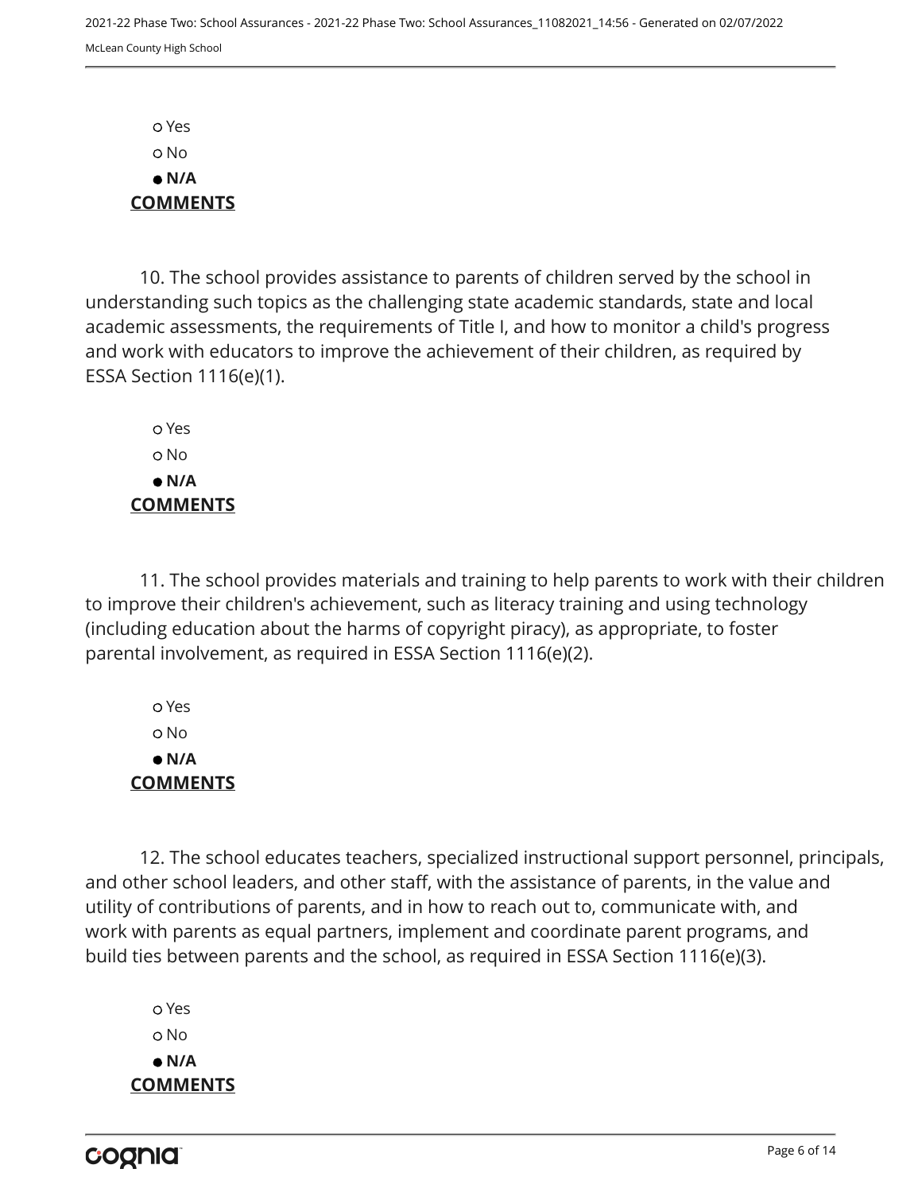○ Yes

○ No

● **N/A**

**COMMENTS**

10. The school provides assistance to parents of children served by the school in understanding such topics as the challenging state academic standards, state and local academic assessments, the requirements of Title I, and how to monitor a child's progress and work with educators to improve the achievement of their children, as required by ESSA Section 1116(e)(1).

○ Yes

○ No

● **N/A**

**COMMENTS**

11. The school provides materials and training to help parents to work with their children to improve their children's achievement, such as literacy training and using technology (including education about the harms of copyright piracy), as appropriate, to foster parental involvement, as required in ESSA Section 1116(e)(2).

○ Yes

○ No

● **N/A**

**COMMENTS**

12. The school educates teachers, specialized instructional support personnel, principals, and other school leaders, and other staff, with the assistance of parents, in the value and utility of contributions of parents, and in how to reach out to, communicate with, and work with parents as equal partners, implement and coordinate parent programs, and build ties between parents and the school, as required in ESSA Section 1116(e)(3).

○ Yes

○ No

● **N/A**

**COMMENTS**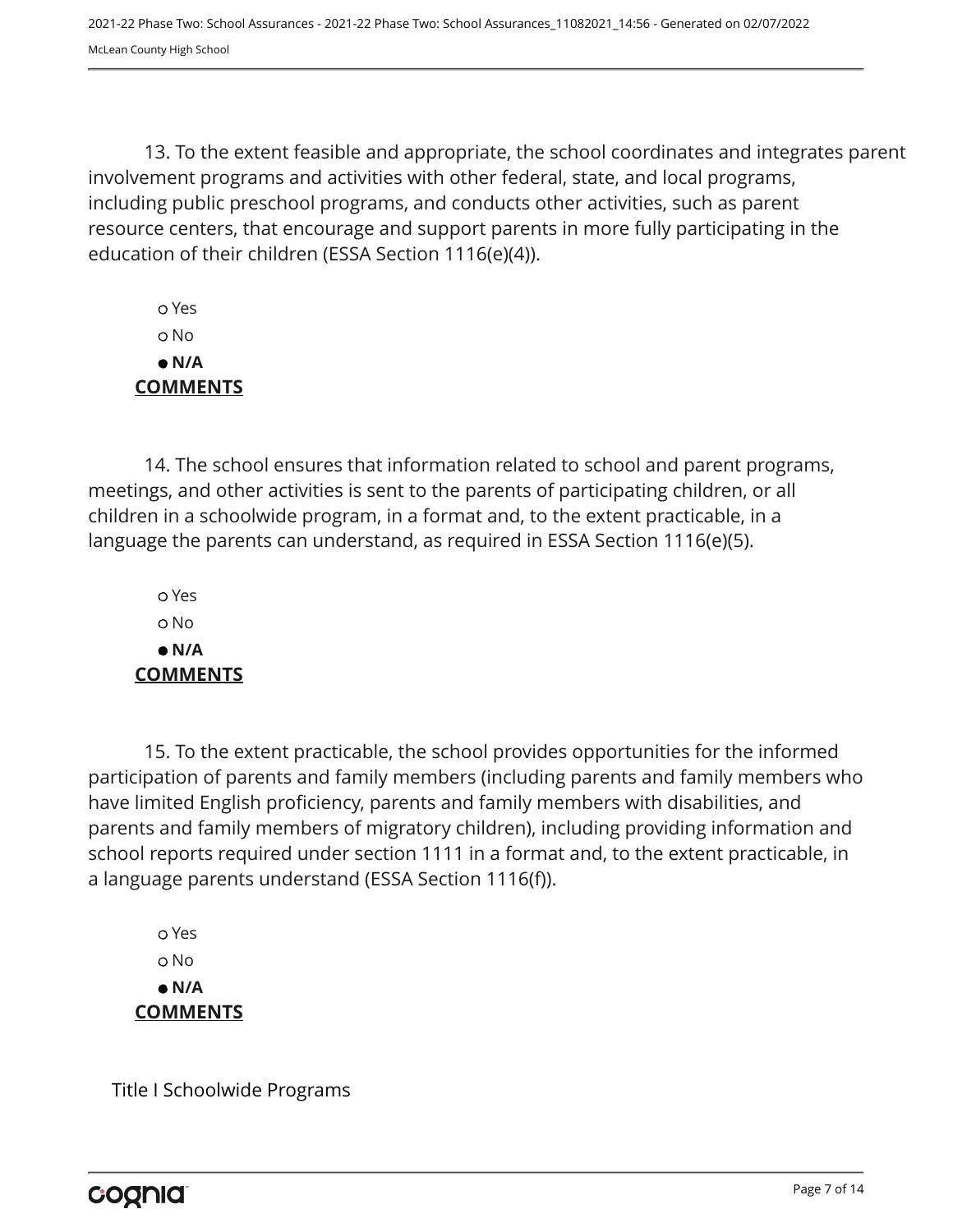13. To the extent feasible and appropriate, the school coordinates and integrates parent involvement programs and activities with other federal, state, and local programs, including public preschool programs, and conducts other activities, such as parent resource centers, that encourage and support parents in more fully participating in the education of their children (ESSA Section 1116(e)(4)).

- ○ Yes
- ○ No
- ● **N/A**

**COMMENTS**

14. The school ensures that information related to school and parent programs, meetings, and other activities is sent to the parents of participating children, or all children in a schoolwide program, in a format and, to the extent practicable, in a language the parents can understand, as required in ESSA Section 1116(e)(5).

- ○ Yes
- ○ No
- ● **N/A**

**COMMENTS**

15. To the extent practicable, the school provides opportunities for the informed participation of parents and family members (including parents and family members who have limited English proficiency, parents and family members with disabilities, and parents and family members of migratory children), including providing information and school reports required under section 1111 in a format and, to the extent practicable, in a language parents understand (ESSA Section 1116(f)).

- ○ Yes
- ○ No
- ● **N/A**

**COMMENTS**

Title I Schoolwide Programs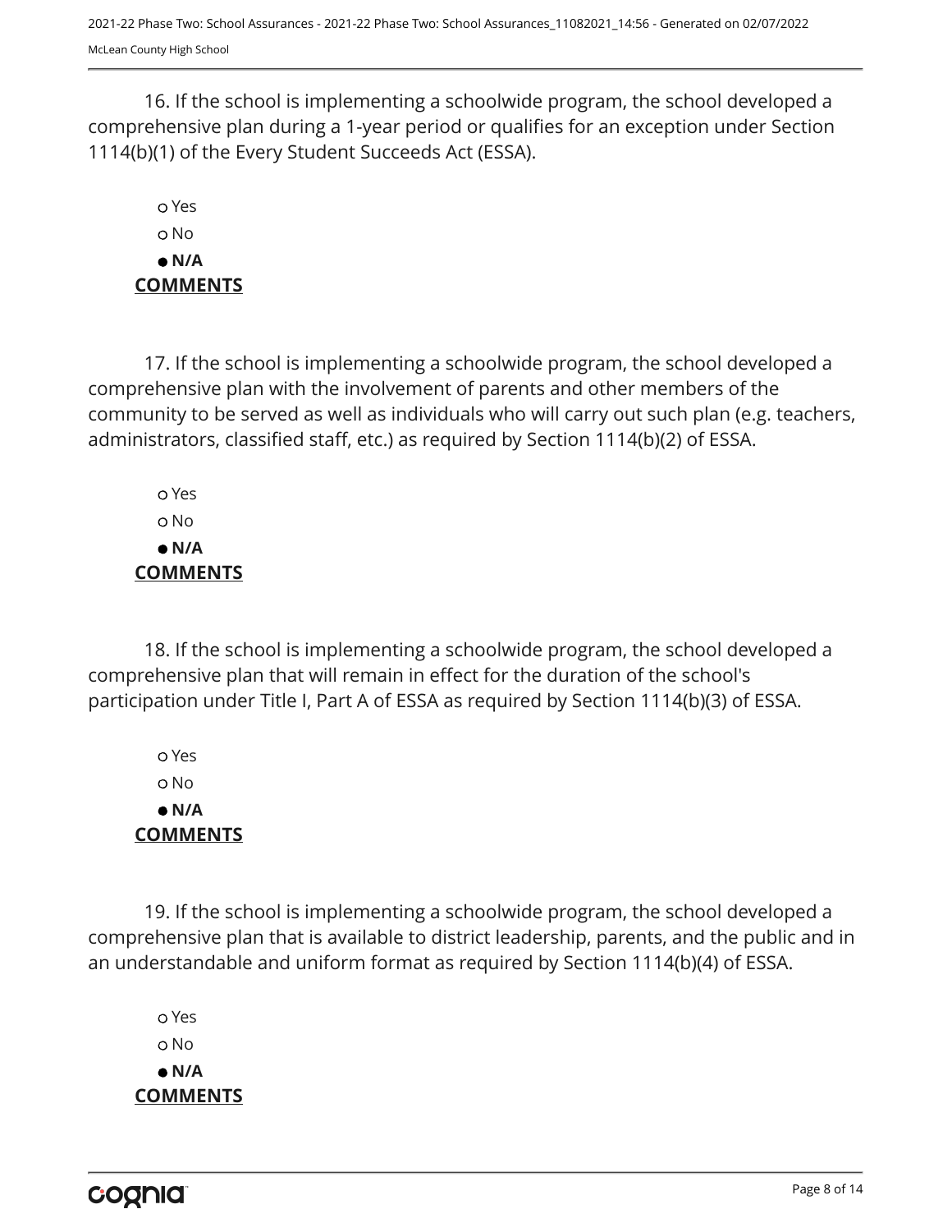16. If the school is implementing a schoolwide program, the school developed a comprehensive plan during a 1-year period or qualifies for an exception under Section 1114(b)(1) of the Every Student Succeeds Act (ESSA).

○ Yes
○ No
● **N/A**

**COMMENTS**

17. If the school is implementing a schoolwide program, the school developed a comprehensive plan with the involvement of parents and other members of the community to be served as well as individuals who will carry out such plan (e.g. teachers, administrators, classified staff, etc.) as required by Section 1114(b)(2) of ESSA.

○ Yes
○ No
● **N/A**

**COMMENTS**

18. If the school is implementing a schoolwide program, the school developed a comprehensive plan that will remain in effect for the duration of the school's participation under Title I, Part A of ESSA as required by Section 1114(b)(3) of ESSA.

○ Yes
○ No
● **N/A**

**COMMENTS**

19. If the school is implementing a schoolwide program, the school developed a comprehensive plan that is available to district leadership, parents, and the public and in an understandable and uniform format as required by Section 1114(b)(4) of ESSA.

○ Yes
○ No
● **N/A**

**COMMENTS**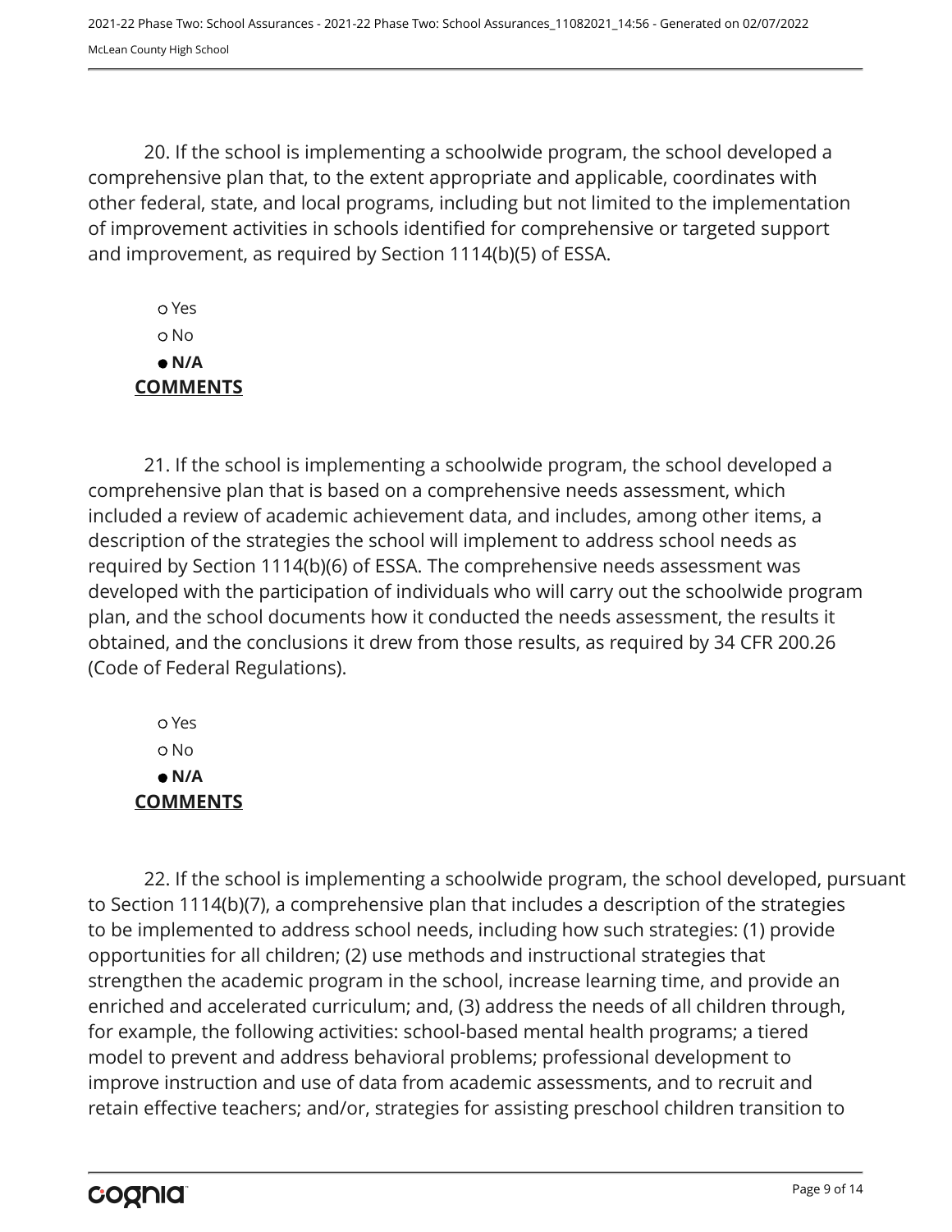20. If the school is implementing a schoolwide program, the school developed a comprehensive plan that, to the extent appropriate and applicable, coordinates with other federal, state, and local programs, including but not limited to the implementation of improvement activities in schools identified for comprehensive or targeted support and improvement, as required by Section 1114(b)(5) of ESSA.

- ○ Yes
- ○ No
- ● **N/A**

**COMMENTS**

21. If the school is implementing a schoolwide program, the school developed a comprehensive plan that is based on a comprehensive needs assessment, which included a review of academic achievement data, and includes, among other items, a description of the strategies the school will implement to address school needs as required by Section 1114(b)(6) of ESSA. The comprehensive needs assessment was developed with the participation of individuals who will carry out the schoolwide program plan, and the school documents how it conducted the needs assessment, the results it obtained, and the conclusions it drew from those results, as required by 34 CFR 200.26 (Code of Federal Regulations).

- ○ Yes
- ○ No
- ● **N/A**

**COMMENTS**

22. If the school is implementing a schoolwide program, the school developed, pursuant to Section 1114(b)(7), a comprehensive plan that includes a description of the strategies to be implemented to address school needs, including how such strategies: (1) provide opportunities for all children; (2) use methods and instructional strategies that strengthen the academic program in the school, increase learning time, and provide an enriched and accelerated curriculum; and, (3) address the needs of all children through, for example, the following activities: school-based mental health programs; a tiered model to prevent and address behavioral problems; professional development to improve instruction and use of data from academic assessments, and to recruit and retain effective teachers; and/or, strategies for assisting preschool children transition to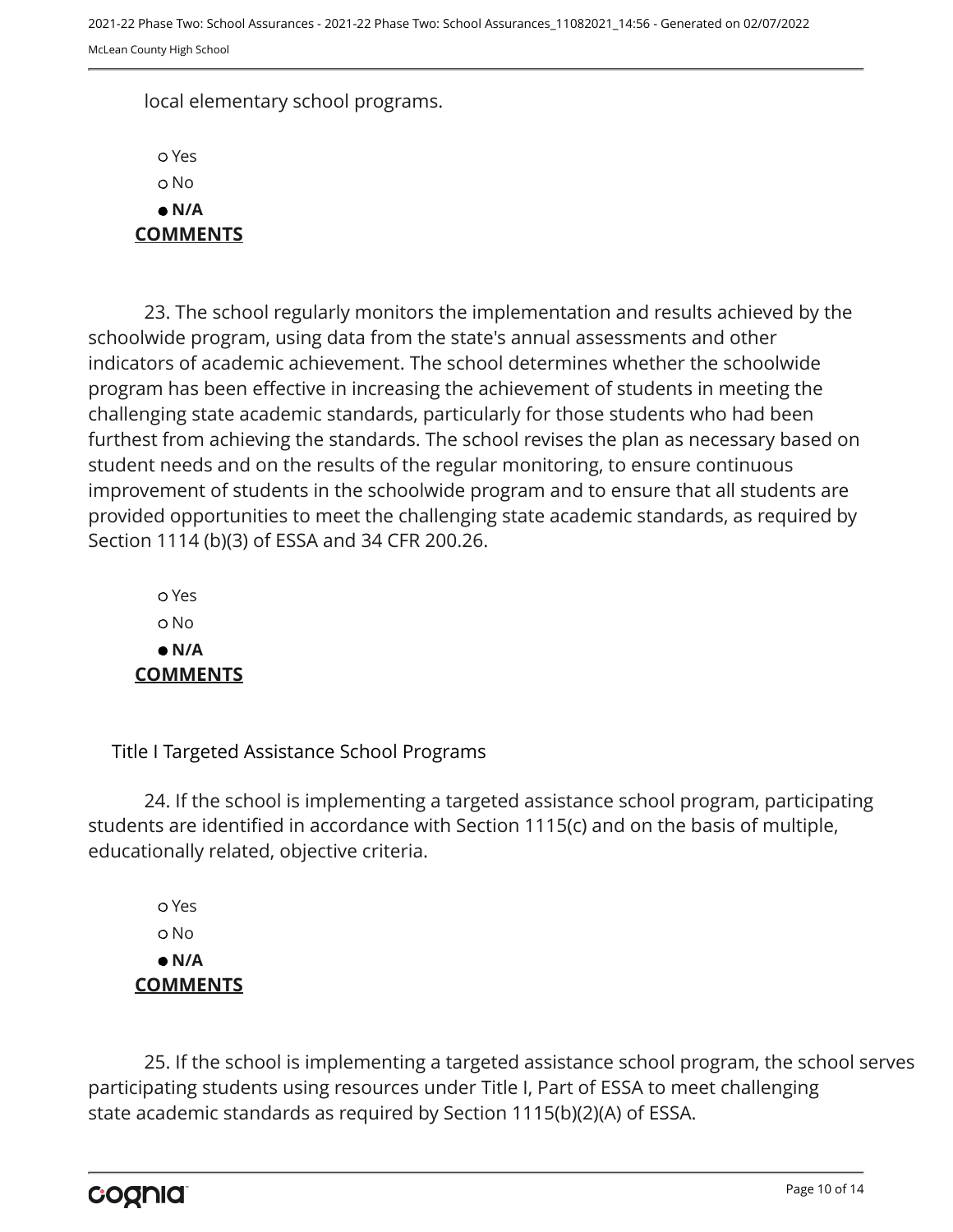local elementary school programs.

○ Yes
○ No
● **N/A**

**COMMENTS**

23. The school regularly monitors the implementation and results achieved by the schoolwide program, using data from the state's annual assessments and other indicators of academic achievement. The school determines whether the schoolwide program has been effective in increasing the achievement of students in meeting the challenging state academic standards, particularly for those students who had been furthest from achieving the standards. The school revises the plan as necessary based on student needs and on the results of the regular monitoring, to ensure continuous improvement of students in the schoolwide program and to ensure that all students are provided opportunities to meet the challenging state academic standards, as required by Section 1114 (b)(3) of ESSA and 34 CFR 200.26.

○ Yes
○ No
● **N/A**

**COMMENTS**

Title I Targeted Assistance School Programs

24. If the school is implementing a targeted assistance school program, participating students are identified in accordance with Section 1115(c) and on the basis of multiple, educationally related, objective criteria.

○ Yes
○ No
● **N/A**

**COMMENTS**

25. If the school is implementing a targeted assistance school program, the school serves participating students using resources under Title I, Part of ESSA to meet challenging state academic standards as required by Section 1115(b)(2)(A) of ESSA.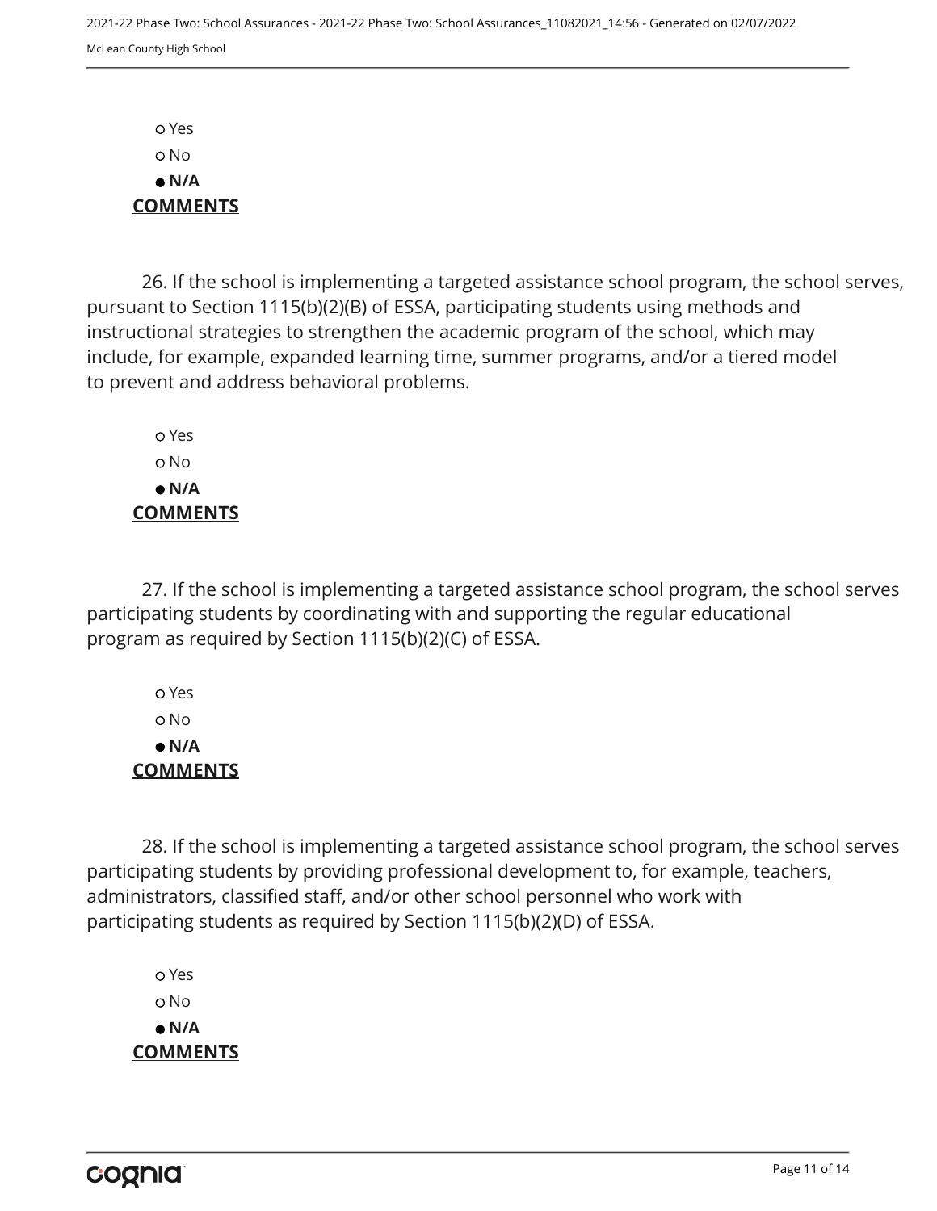○ Yes
○ No
● **N/A**

**COMMENTS**

26. If the school is implementing a targeted assistance school program, the school serves, pursuant to Section 1115(b)(2)(B) of ESSA, participating students using methods and instructional strategies to strengthen the academic program of the school, which may include, for example, expanded learning time, summer programs, and/or a tiered model to prevent and address behavioral problems.

○ Yes
○ No
● **N/A**

**COMMENTS**

27. If the school is implementing a targeted assistance school program, the school serves participating students by coordinating with and supporting the regular educational program as required by Section 1115(b)(2)(C) of ESSA.

○ Yes
○ No
● **N/A**

**COMMENTS**

28. If the school is implementing a targeted assistance school program, the school serves participating students by providing professional development to, for example, teachers, administrators, classified staff, and/or other school personnel who work with participating students as required by Section 1115(b)(2)(D) of ESSA.

○ Yes
○ No
● **N/A**

**COMMENTS**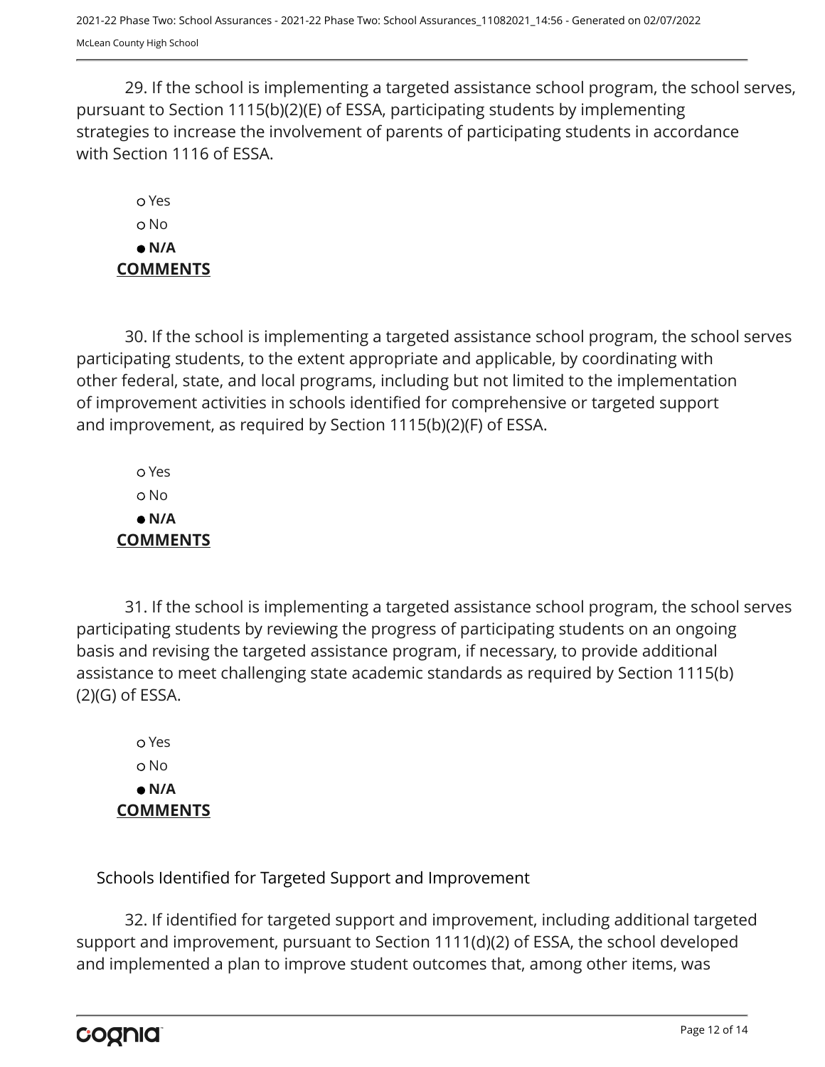29. If the school is implementing a targeted assistance school program, the school serves, pursuant to Section 1115(b)(2)(E) of ESSA, participating students by implementing strategies to increase the involvement of parents of participating students in accordance with Section 1116 of ESSA.

- ○ Yes
- ○ No
- ● **N/A**

**COMMENTS**

30. If the school is implementing a targeted assistance school program, the school serves participating students, to the extent appropriate and applicable, by coordinating with other federal, state, and local programs, including but not limited to the implementation of improvement activities in schools identified for comprehensive or targeted support and improvement, as required by Section 1115(b)(2)(F) of ESSA.

- ○ Yes
- ○ No
- ● **N/A**

**COMMENTS**

31. If the school is implementing a targeted assistance school program, the school serves participating students by reviewing the progress of participating students on an ongoing basis and revising the targeted assistance program, if necessary, to provide additional assistance to meet challenging state academic standards as required by Section 1115(b)(2)(G) of ESSA.

- ○ Yes
- ○ No
- ● **N/A**

**COMMENTS**

## Schools Identified for Targeted Support and Improvement

32. If identified for targeted support and improvement, including additional targeted support and improvement, pursuant to Section 1111(d)(2) of ESSA, the school developed and implemented a plan to improve student outcomes that, among other items, was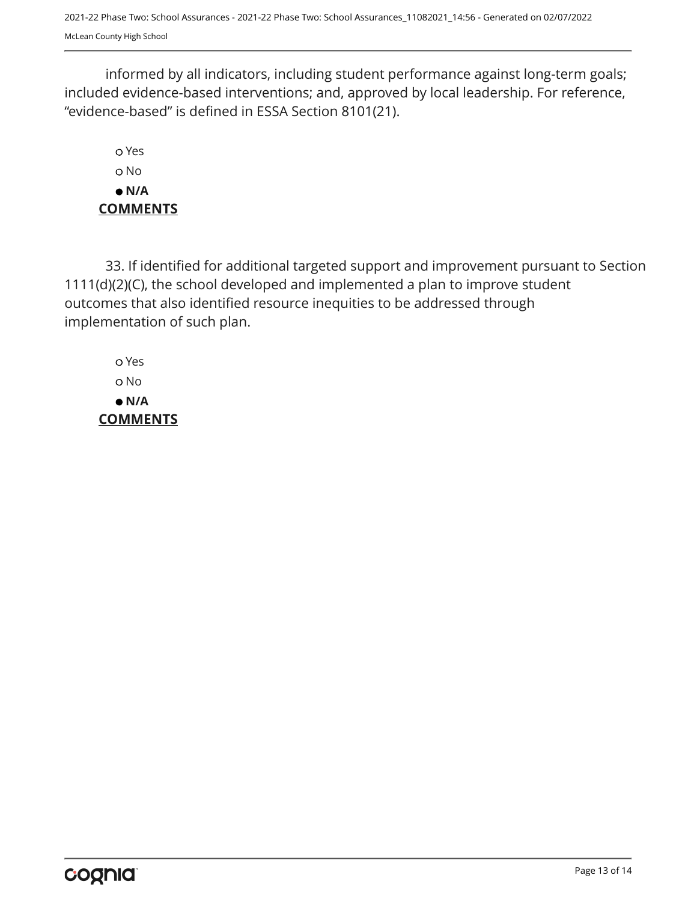informed by all indicators, including student performance against long-term goals; included evidence-based interventions; and, approved by local leadership. For reference, "evidence-based" is defined in ESSA Section 8101(21).

o Yes
o No
● **N/A**

**COMMENTS**

33. If identified for additional targeted support and improvement pursuant to Section 1111(d)(2)(C), the school developed and implemented a plan to improve student outcomes that also identified resource inequities to be addressed through implementation of such plan.

o Yes
o No
● **N/A**

**COMMENTS**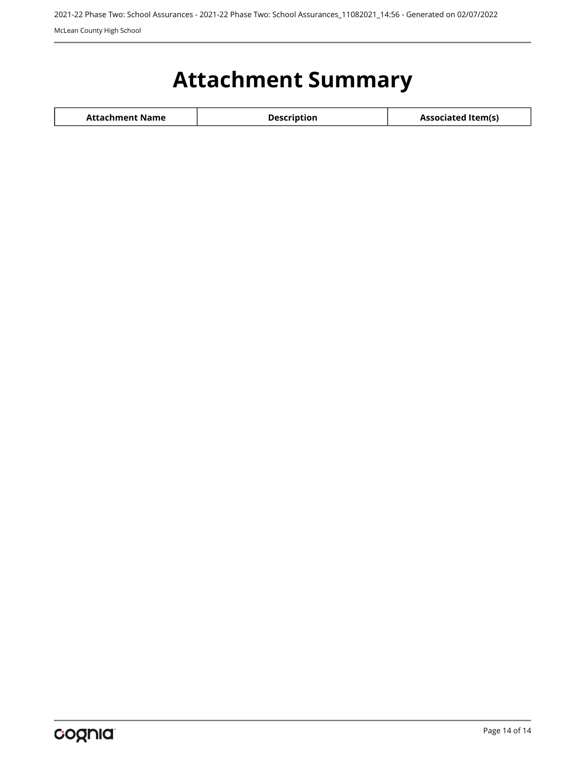# Attachment Summary

| Attachment Name | Description | Associated Item(s) |
| --- | --- | --- |